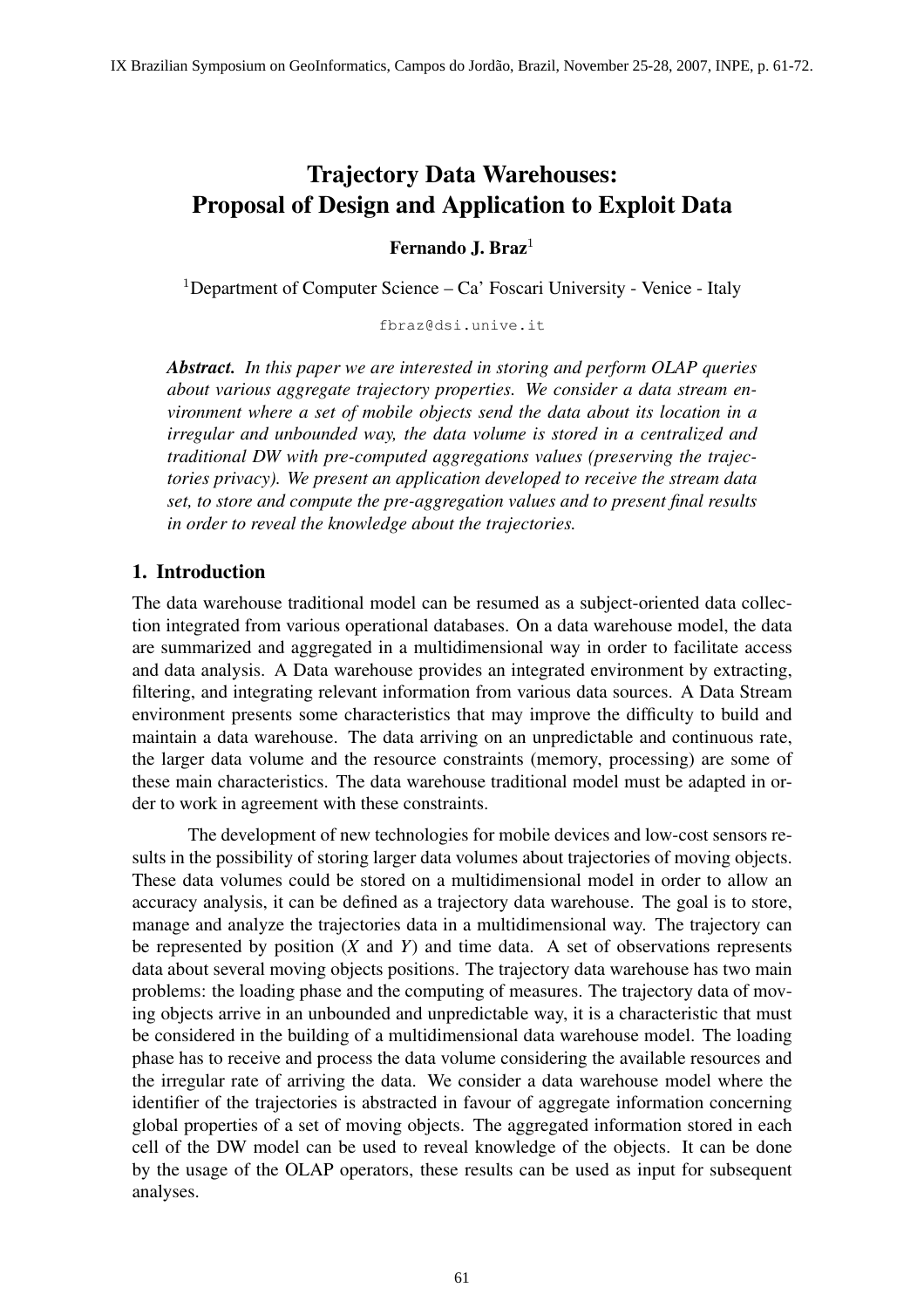# Trajectory Data Warehouses: Proposal of Design and Application to Exploit Data

**Fernando J. Braz**[1]

[1]Department of Computer Science – Ca' Foscari University - Venice - Italy

fbraz@dsi.unive.it

***Abstract.*** *In this paper we are interested in storing and perform OLAP queries about various aggregate trajectory properties. We consider a data stream environment where a set of mobile objects send the data about its location in a irregular and unbounded way, the data volume is stored in a centralized and traditional DW with pre-computed aggregations values (preserving the trajectories privacy). We present an application developed to receive the stream data set, to store and compute the pre-aggregation values and to present final results in order to reveal the knowledge about the trajectories.*

## 1. Introduction

The data warehouse traditional model can be resumed as a subject-oriented data collection integrated from various operational databases. On a data warehouse model, the data are summarized and aggregated in a multidimensional way in order to facilitate access and data analysis. A Data warehouse provides an integrated environment by extracting, filtering, and integrating relevant information from various data sources. A Data Stream environment presents some characteristics that may improve the difficulty to build and maintain a data warehouse. The data arriving on an unpredictable and continuous rate, the larger data volume and the resource constraints (memory, processing) are some of these main characteristics. The data warehouse traditional model must be adapted in order to work in agreement with these constraints.

The development of new technologies for mobile devices and low-cost sensors results in the possibility of storing larger data volumes about trajectories of moving objects. These data volumes could be stored on a multidimensional model in order to allow an accuracy analysis, it can be defined as a trajectory data warehouse. The goal is to store, manage and analyze the trajectories data in a multidimensional way. The trajectory can be represented by position ($X$ and $Y$) and time data. A set of observations represents data about several moving objects positions. The trajectory data warehouse has two main problems: the loading phase and the computing of measures. The trajectory data of moving objects arrive in an unbounded and unpredictable way, it is a characteristic that must be considered in the building of a multidimensional data warehouse model. The loading phase has to receive and process the data volume considering the available resources and the irregular rate of arriving the data. We consider a data warehouse model where the identifier of the trajectories is abstracted in favour of aggregate information concerning global properties of a set of moving objects. The aggregated information stored in each cell of the DW model can be used to reveal knowledge of the objects. It can be done by the usage of the OLAP operators, these results can be used as input for subsequent analyses.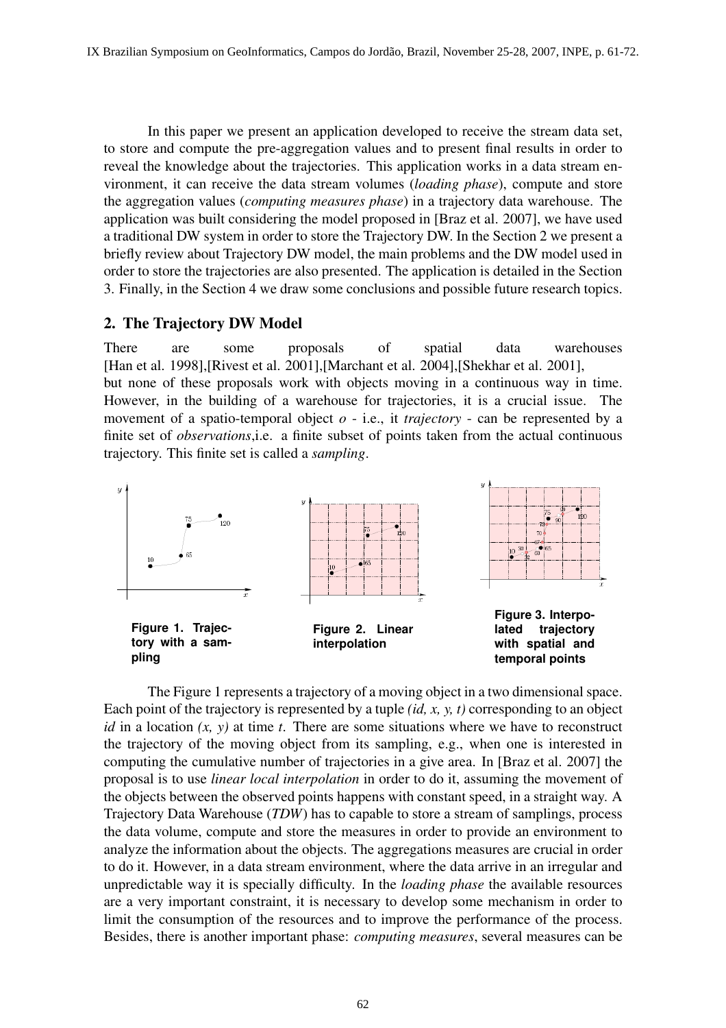In this paper we present an application developed to receive the stream data set, to store and compute the pre-aggregation values and to present final results in order to reveal the knowledge about the trajectories. This application works in a data stream environment, it can receive the data stream volumes (*loading phase*), compute and store the aggregation values (*computing measures phase*) in a trajectory data warehouse. The application was built considering the model proposed in [Braz et al. 2007], we have used a traditional DW system in order to store the Trajectory DW. In the Section 2 we present a briefly review about Trajectory DW model, the main problems and the DW model used in order to store the trajectories are also presented. The application is detailed in the Section 3. Finally, in the Section 4 we draw some conclusions and possible future research topics.

## 2. The Trajectory DW Model

There are some proposals of spatial data warehouses [Han et al. 1998],[Rivest et al. 2001],[Marchant et al. 2004],[Shekhar et al. 2001], but none of these proposals work with objects moving in a continuous way in time. However, in the building of a warehouse for trajectories, it is a crucial issue. The movement of a spatio-temporal object *o* - i.e., it *trajectory* - can be represented by a finite set of *observations*,i.e. a finite subset of points taken from the actual continuous trajectory. This finite set is called a *sampling*.

**Figure 1. Trajectory with a sampling**

**Figure 2. Linear interpolation**

**Figure 3. Interpolated trajectory with spatial and temporal points**

The Figure 1 represents a trajectory of a moving object in a two dimensional space. Each point of the trajectory is represented by a tuple *(id, x, y, t)* corresponding to an object *id* in a location *(x, y)* at time *t*. There are some situations where we have to reconstruct the trajectory of the moving object from its sampling, e.g., when one is interested in computing the cumulative number of trajectories in a give area. In [Braz et al. 2007] the proposal is to use *linear local interpolation* in order to do it, assuming the movement of the objects between the observed points happens with constant speed, in a straight way. A Trajectory Data Warehouse (*TDW*) has to capable to store a stream of samplings, process the data volume, compute and store the measures in order to provide an environment to analyze the information about the objects. The aggregations measures are crucial in order to do it. However, in a data stream environment, where the data arrive in an irregular and unpredictable way it is specially difficulty. In the *loading phase* the available resources are a very important constraint, it is necessary to develop some mechanism in order to limit the consumption of the resources and to improve the performance of the process. Besides, there is another important phase: *computing measures*, several measures can be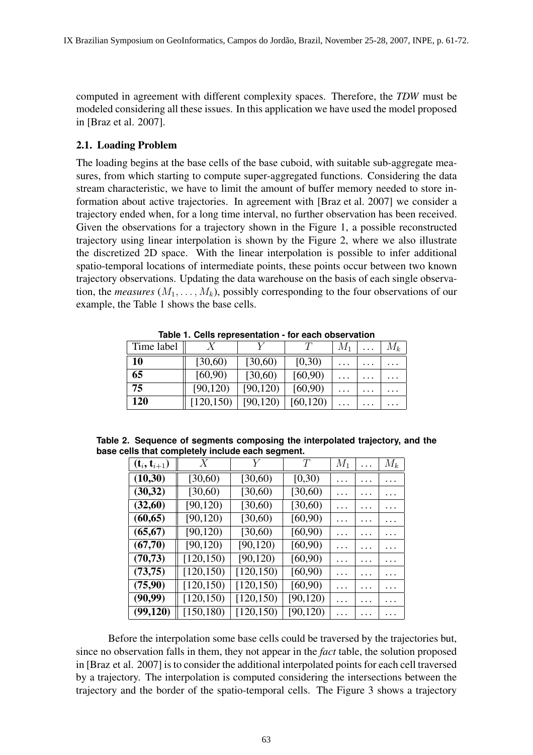computed in agreement with different complexity spaces. Therefore, the *TDW* must be modeled considering all these issues. In this application we have used the model proposed in [Braz et al. 2007].

### 2.1. Loading Problem

The loading begins at the base cells of the base cuboid, with suitable sub-aggregate measures, from which starting to compute super-aggregated functions. Considering the data stream characteristic, we have to limit the amount of buffer memory needed to store information about active trajectories. In agreement with [Braz et al. 2007] we consider a trajectory ended when, for a long time interval, no further observation has been received. Given the observations for a trajectory shown in the Figure 1, a possible reconstructed trajectory using linear interpolation is shown by the Figure 2, where we also illustrate the discretized 2D space. With the linear interpolation is possible to infer additional spatio-temporal locations of intermediate points, these points occur between two known trajectory observations. Updating the data warehouse on the basis of each single observation, the *measures* $(M_1, \ldots, M_k)$, possibly corresponding to the four observations of our example, the Table 1 shows the base cells.

**Table 1. Cells representation - for each observation**

| Time label | $X$ | $Y$ | $T$ | $M_1$ | $\ldots$ | $M_k$ |
|---|---|---|---|---|---|---|
| **10** | [30,60) | [30,60) | [0,30) | $\ldots$ | $\ldots$ | $\ldots$ |
| **65** | [60,90) | [30,60) | [60,90) | $\ldots$ | $\ldots$ | $\ldots$ |
| **75** | [90,120) | [90,120) | [60,90) | $\ldots$ | $\ldots$ | $\ldots$ |
| **120** | [120,150) | [90,120) | [60,120) | $\ldots$ | $\ldots$ | $\ldots$ |

**Table 2. Sequence of segments composing the interpolated trajectory, and the base cells that completely include each segment.**

| $(\mathbf{t}_i, \mathbf{t}_{i+1})$ | $X$ | $Y$ | $T$ | $M_1$ | $\ldots$ | $M_k$ |
|---|---|---|---|---|---|---|
| **(10,30)** | [30,60) | [30,60) | [0,30) | $\ldots$ | $\ldots$ | $\ldots$ |
| **(30,32)** | [30,60) | [30,60) | [30,60) | $\ldots$ | $\ldots$ | $\ldots$ |
| **(32,60)** | [90,120) | [30,60) | [30,60) | $\ldots$ | $\ldots$ | $\ldots$ |
| **(60,65)** | [90,120) | [30,60) | [60,90) | $\ldots$ | $\ldots$ | $\ldots$ |
| **(65,67)** | [90,120) | [30,60) | [60,90) | $\ldots$ | $\ldots$ | $\ldots$ |
| **(67,70)** | [90,120) | [90,120) | [60,90) | $\ldots$ | $\ldots$ | $\ldots$ |
| **(70,73)** | [120,150) | [90,120) | [60,90) | $\ldots$ | $\ldots$ | $\ldots$ |
| **(73,75)** | [120,150) | [120,150) | [60,90) | $\ldots$ | $\ldots$ | $\ldots$ |
| **(75,90)** | [120,150) | [120,150) | [60,90) | $\ldots$ | $\ldots$ | $\ldots$ |
| **(90,99)** | [120,150) | [120,150) | [90,120) | $\ldots$ | $\ldots$ | $\ldots$ |
| **(99,120)** | [150,180) | [120,150) | [90,120) | $\ldots$ | $\ldots$ | $\ldots$ |

Before the interpolation some base cells could be traversed by the trajectories but, since no observation falls in them, they not appear in the *fact* table, the solution proposed in [Braz et al. 2007] is to consider the additional interpolated points for each cell traversed by a trajectory. The interpolation is computed considering the intersections between the trajectory and the border of the spatio-temporal cells. The Figure 3 shows a trajectory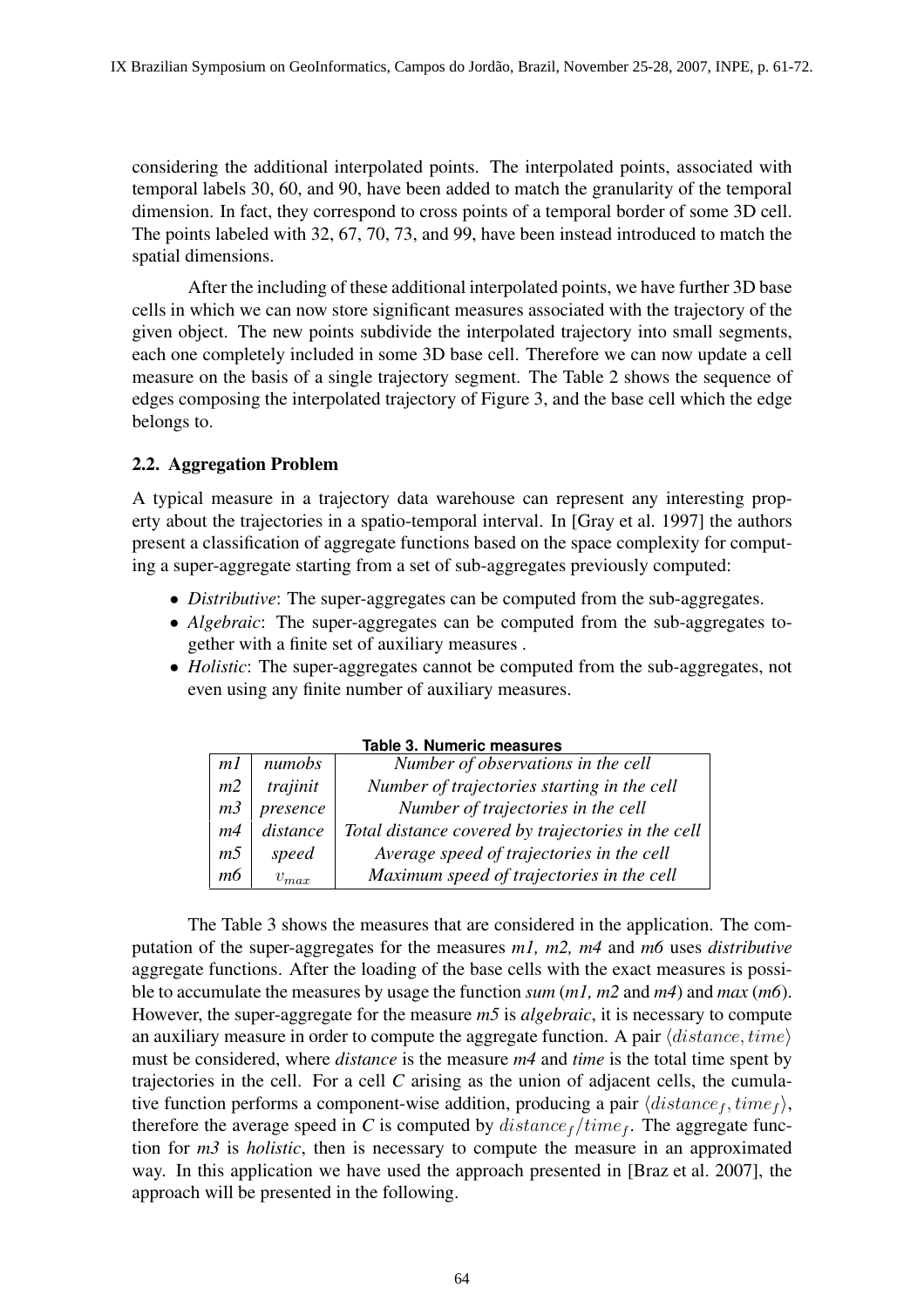considering the additional interpolated points. The interpolated points, associated with temporal labels 30, 60, and 90, have been added to match the granularity of the temporal dimension. In fact, they correspond to cross points of a temporal border of some 3D cell. The points labeled with 32, 67, 70, 73, and 99, have been instead introduced to match the spatial dimensions.

After the including of these additional interpolated points, we have further 3D base cells in which we can now store significant measures associated with the trajectory of the given object. The new points subdivide the interpolated trajectory into small segments, each one completely included in some 3D base cell. Therefore we can now update a cell measure on the basis of a single trajectory segment. The Table 2 shows the sequence of edges composing the interpolated trajectory of Figure 3, and the base cell which the edge belongs to.

### 2.2. Aggregation Problem

A typical measure in a trajectory data warehouse can represent any interesting property about the trajectories in a spatio-temporal interval. In [Gray et al. 1997] the authors present a classification of aggregate functions based on the space complexity for computing a super-aggregate starting from a set of sub-aggregates previously computed:

- *Distributive*: The super-aggregates can be computed from the sub-aggregates.
- *Algebraic*: The super-aggregates can be computed from the sub-aggregates together with a finite set of auxiliary measures .
- *Holistic*: The super-aggregates cannot be computed from the sub-aggregates, not even using any finite number of auxiliary measures.

**Table 3. Numeric measures**

| | | |
|---|---|---|
| *m1* | *numobs* | *Number of observations in the cell* |
| *m2* | *trajinit* | *Number of trajectories starting in the cell* |
| *m3* | *presence* | *Number of trajectories in the cell* |
| *m4* | *distance* | *Total distance covered by trajectories in the cell* |
| *m5* | *speed* | *Average speed of trajectories in the cell* |
| *m6* | $v_{max}$ | *Maximum speed of trajectories in the cell* |

The Table 3 shows the measures that are considered in the application. The computation of the super-aggregates for the measures *m1, m2, m4* and *m6* uses *distributive* aggregate functions. After the loading of the base cells with the exact measures is possible to accumulate the measures by usage the function *sum* (*m1, m2* and *m4*) and *max* (*m6*). However, the super-aggregate for the measure *m5* is *algebraic*, it is necessary to compute an auxiliary measure in order to compute the aggregate function. A pair $\langle distance, time \rangle$ must be considered, where *distance* is the measure *m4* and *time* is the total time spent by trajectories in the cell. For a cell *C* arising as the union of adjacent cells, the cumulative function performs a component-wise addition, producing a pair $\langle distance_f, time_f \rangle$, therefore the average speed in *C* is computed by $distance_f / time_f$. The aggregate function for *m3* is *holistic*, then is necessary to compute the measure in an approximated way. In this application we have used the approach presented in [Braz et al. 2007], the approach will be presented in the following.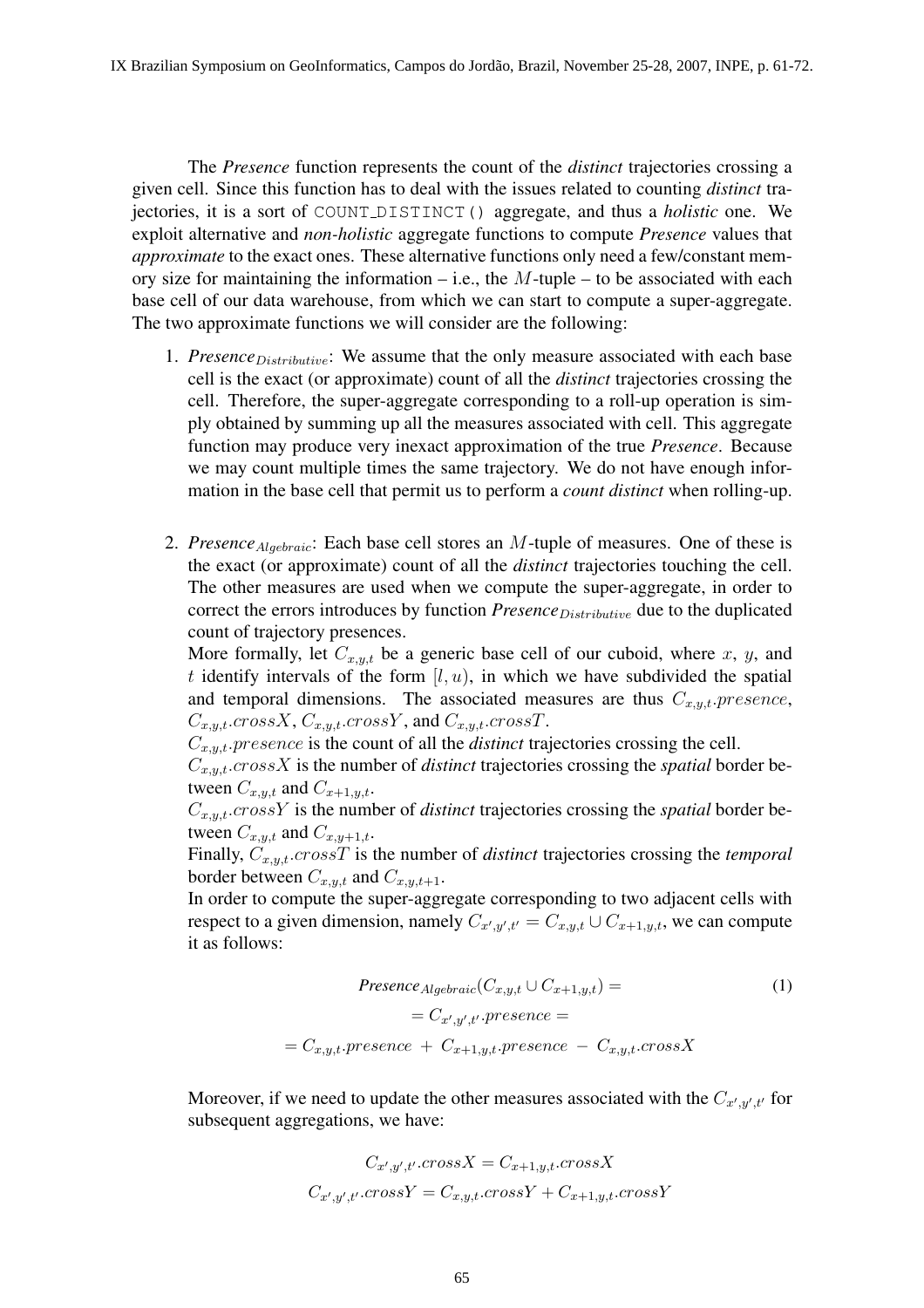The *Presence* function represents the count of the *distinct* trajectories crossing a given cell. Since this function has to deal with the issues related to counting *distinct* trajectories, it is a sort of `COUNT_DISTINCT()` aggregate, and thus a *holistic* one. We exploit alternative and *non-holistic* aggregate functions to compute *Presence* values that *approximate* to the exact ones. These alternative functions only need a few/constant memory size for maintaining the information – i.e., the $M$-tuple – to be associated with each base cell of our data warehouse, from which we can start to compute a super-aggregate. The two approximate functions we will consider are the following:

1. $\textit{Presence}_{Distributive}$: We assume that the only measure associated with each base cell is the exact (or approximate) count of all the *distinct* trajectories crossing the cell. Therefore, the super-aggregate corresponding to a roll-up operation is simply obtained by summing up all the measures associated with cell. This aggregate function may produce very inexact approximation of the true *Presence*. Because we may count multiple times the same trajectory. We do not have enough information in the base cell that permit us to perform a *count distinct* when rolling-up.

2. $\textit{Presence}_{Algebraic}$: Each base cell stores an $M$-tuple of measures. One of these is the exact (or approximate) count of all the *distinct* trajectories touching the cell. The other measures are used when we compute the super-aggregate, in order to correct the errors introduces by function $\textit{Presence}_{Distributive}$ due to the duplicated count of trajectory presences.
   More formally, let $C_{x,y,t}$ be a generic base cell of our cuboid, where $x$, $y$, and $t$ identify intervals of the form $[l, u)$, in which we have subdivided the spatial and temporal dimensions. The associated measures are thus $C_{x,y,t}.presence$, $C_{x,y,t}.crossX$, $C_{x,y,t}.crossY$, and $C_{x,y,t}.crossT$.
   $C_{x,y,t}.presence$ is the count of all the *distinct* trajectories crossing the cell.
   $C_{x,y,t}.crossX$ is the number of *distinct* trajectories crossing the *spatial* border between $C_{x,y,t}$ and $C_{x+1,y,t}$.
   $C_{x,y,t}.crossY$ is the number of *distinct* trajectories crossing the *spatial* border between $C_{x,y,t}$ and $C_{x,y+1,t}$.
   Finally, $C_{x,y,t}.crossT$ is the number of *distinct* trajectories crossing the *temporal* border between $C_{x,y,t}$ and $C_{x,y,t+1}$.
   In order to compute the super-aggregate corresponding to two adjacent cells with respect to a given dimension, namely $C_{x',y',t'} = C_{x,y,t} \cup C_{x+1,y,t}$, we can compute it as follows:

$$
\begin{aligned}
&\textit{Presence}_{Algebraic}(C_{x,y,t} \cup C_{x+1,y,t}) = \\
&= C_{x',y',t'}.presence = \\
&= C_{x,y,t}.presence \; + \; C_{x+1,y,t}.presence \; - \; C_{x,y,t}.crossX
\end{aligned}
\tag{1}
$$

   Moreover, if we need to update the other measures associated with the $C_{x',y',t'}$ for subsequent aggregations, we have:

$$
C_{x',y',t'}.crossX = C_{x+1,y,t}.crossX
$$

$$
C_{x',y',t'}.crossY = C_{x,y,t}.crossY + C_{x+1,y,t}.crossY
$$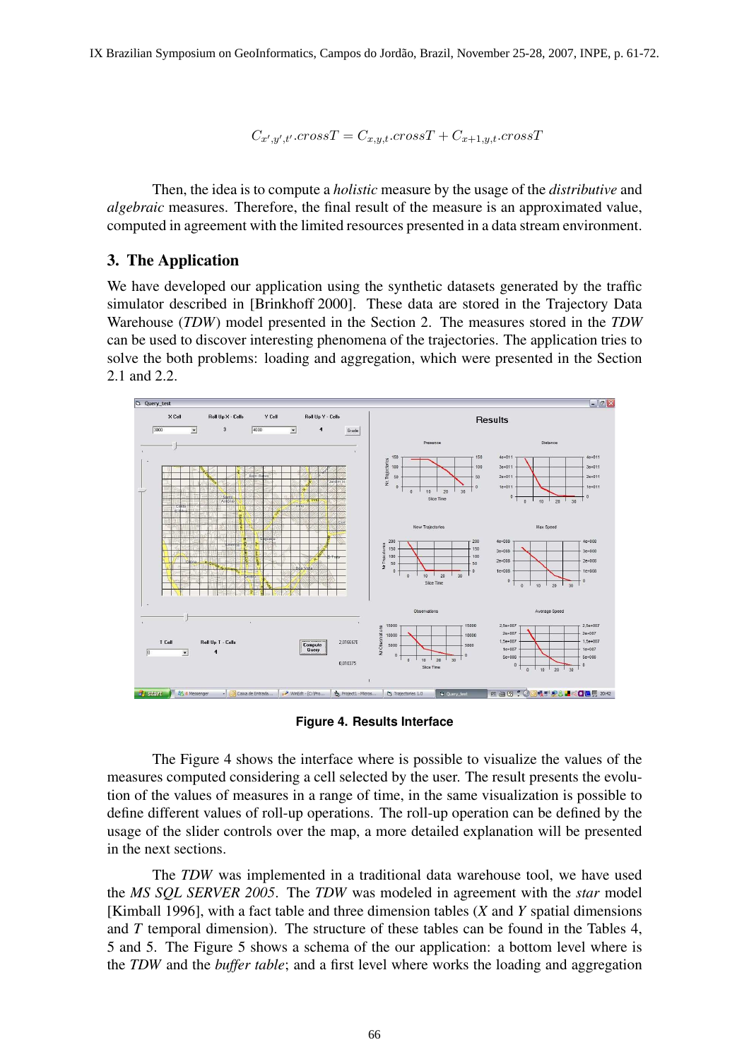$$C_{x',y',t'}.crossT = C_{x,y,t}.crossT + C_{x+1,y,t}.crossT$$

Then, the idea is to compute a *holistic* measure by the usage of the *distributive* and *algebraic* measures. Therefore, the final result of the measure is an approximated value, computed in agreement with the limited resources presented in a data stream environment.

## 3. The Application

We have developed our application using the synthetic datasets generated by the traffic simulator described in [Brinkhoff 2000]. These data are stored in the Trajectory Data Warehouse (*TDW*) model presented in the Section 2. The measures stored in the *TDW* can be used to discover interesting phenomena of the trajectories. The application tries to solve the both problems: loading and aggregation, which were presented in the Section 2.1 and 2.2.

**Figure 4. Results Interface**

The Figure 4 shows the interface where is possible to visualize the values of the measures computed considering a cell selected by the user. The result presents the evolution of the values of measures in a range of time, in the same visualization is possible to define different values of roll-up operations. The roll-up operation can be defined by the usage of the slider controls over the map, a more detailed explanation will be presented in the next sections.

The *TDW* was implemented in a traditional data warehouse tool, we have used the *MS SQL SERVER 2005*. The *TDW* was modeled in agreement with the *star* model [Kimball 1996], with a fact table and three dimension tables (*X* and *Y* spatial dimensions and *T* temporal dimension). The structure of these tables can be found in the Tables 4, 5 and 5. The Figure 5 shows a schema of the our application: a bottom level where is the *TDW* and the *buffer table*; and a first level where works the loading and aggregation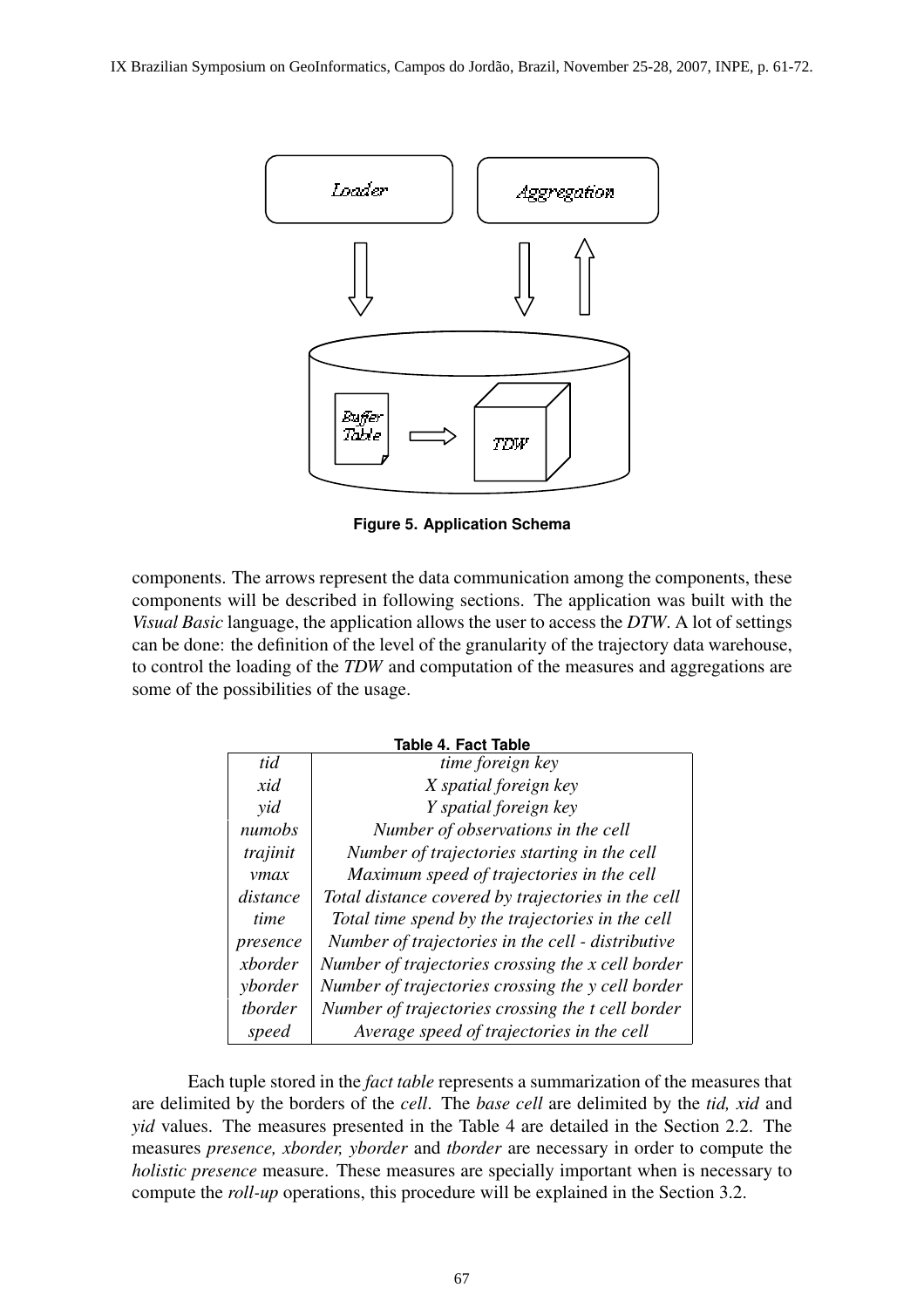**Figure 5. Application Schema**

components. The arrows represent the data communication among the components, these components will be described in following sections. The application was built with the *Visual Basic* language, the application allows the user to access the *DTW*. A lot of settings can be done: the definition of the level of the granularity of the trajectory data warehouse, to control the loading of the *TDW* and computation of the measures and aggregations are some of the possibilities of the usage.

**Table 4. Fact Table**

| | |
|---|---|
| *tid* | *time foreign key* |
| *xid* | *X spatial foreign key* |
| *yid* | *Y spatial foreign key* |
| *numobs* | *Number of observations in the cell* |
| *trajinit* | *Number of trajectories starting in the cell* |
| *vmax* | *Maximum speed of trajectories in the cell* |
| *distance* | *Total distance covered by trajectories in the cell* |
| *time* | *Total time spend by the trajectories in the cell* |
| *presence* | *Number of trajectories in the cell - distributive* |
| *xborder* | *Number of trajectories crossing the x cell border* |
| *yborder* | *Number of trajectories crossing the y cell border* |
| *tborder* | *Number of trajectories crossing the t cell border* |
| *speed* | *Average speed of trajectories in the cell* |

Each tuple stored in the *fact table* represents a summarization of the measures that are delimited by the borders of the *cell*. The *base cell* are delimited by the *tid, xid* and *yid* values. The measures presented in the Table 4 are detailed in the Section 2.2. The measures *presence, xborder, yborder* and *tborder* are necessary in order to compute the *holistic presence* measure. These measures are specially important when is necessary to compute the *roll-up* operations, this procedure will be explained in the Section 3.2.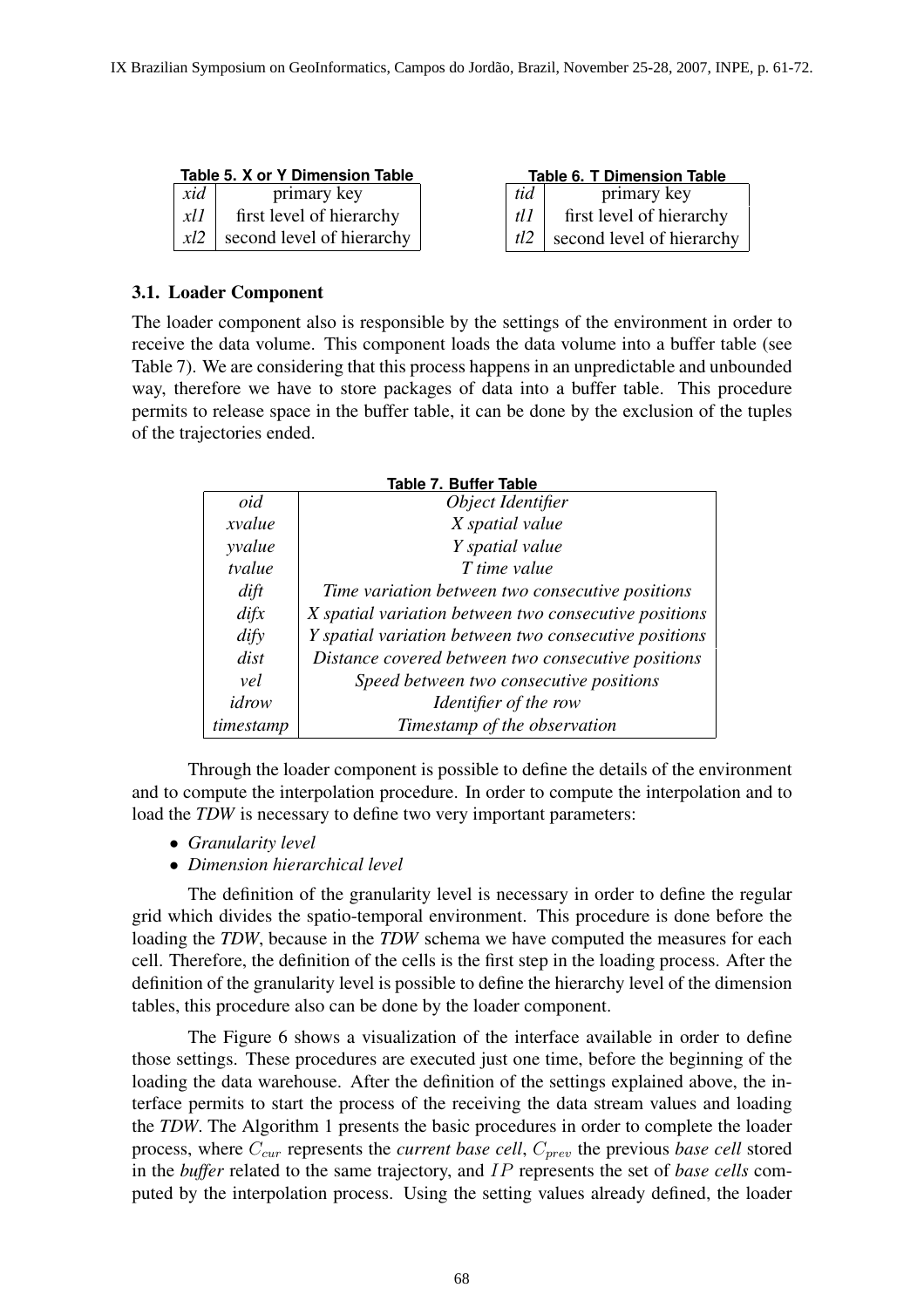Table 5. X or Y Dimension Table

| | |
|---|---|
| *xid* | primary key |
| *xl1* | first level of hierarchy |
| *xl2* | second level of hierarchy |

Table 6. T Dimension Table

| | |
|---|---|
| *tid* | primary key |
| *tl1* | first level of hierarchy |
| *tl2* | second level of hierarchy |

### 3.1. Loader Component

The loader component also is responsible by the settings of the environment in order to receive the data volume. This component loads the data volume into a buffer table (see Table 7). We are considering that this process happens in an unpredictable and unbounded way, therefore we have to store packages of data into a buffer table. This procedure permits to release space in the buffer table, it can be done by the exclusion of the tuples of the trajectories ended.

Table 7. Buffer Table

| | |
|---|---|
| *oid* | *Object Identifier* |
| *xvalue* | *X spatial value* |
| *yvalue* | *Y spatial value* |
| *tvalue* | *T time value* |
| *dift* | *Time variation between two consecutive positions* |
| *difx* | *X spatial variation between two consecutive positions* |
| *dify* | *Y spatial variation between two consecutive positions* |
| *dist* | *Distance covered between two consecutive positions* |
| *vel* | *Speed between two consecutive positions* |
| *idrow* | *Identifier of the row* |
| *timestamp* | *Timestamp of the observation* |

Through the loader component is possible to define the details of the environment and to compute the interpolation procedure. In order to compute the interpolation and to load the *TDW* is necessary to define two very important parameters:

- *Granularity level*
- *Dimension hierarchical level*

The definition of the granularity level is necessary in order to define the regular grid which divides the spatio-temporal environment. This procedure is done before the loading the *TDW*, because in the *TDW* schema we have computed the measures for each cell. Therefore, the definition of the cells is the first step in the loading process. After the definition of the granularity level is possible to define the hierarchy level of the dimension tables, this procedure also can be done by the loader component.

The Figure 6 shows a visualization of the interface available in order to define those settings. These procedures are executed just one time, before the beginning of the loading the data warehouse. After the definition of the settings explained above, the interface permits to start the process of the receiving the data stream values and loading the *TDW*. The Algorithm 1 presents the basic procedures in order to complete the loader process, where $C_{cur}$ represents the *current base cell*, $C_{prev}$ the previous *base cell* stored in the *buffer* related to the same trajectory, and $IP$ represents the set of *base cells* computed by the interpolation process. Using the setting values already defined, the loader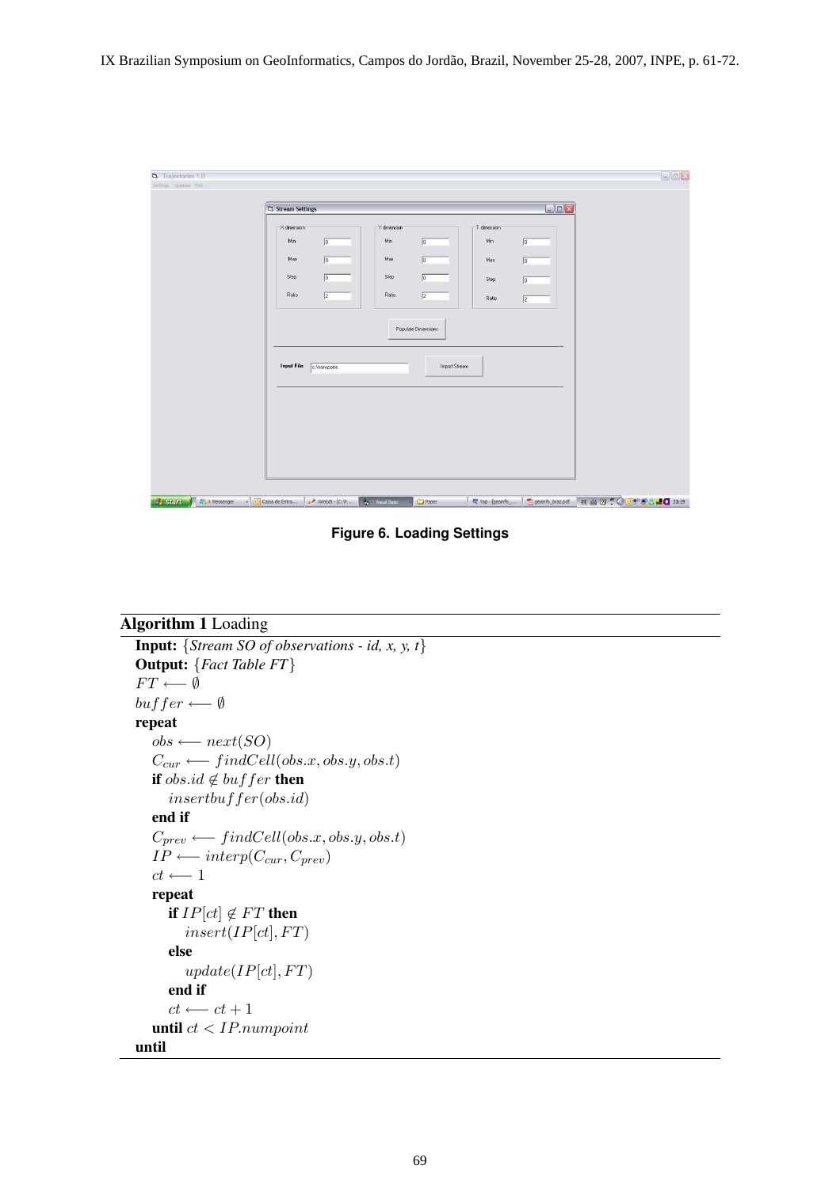Figure 6. Loading Settings

**Algorithm 1** Loading

**Input:** $\{$*Stream SO of observations - id, x, y, t*$\}$
**Output:** $\{$*Fact Table FT*$\}$

```
FT ⟵ ∅
buffer ⟵ ∅
repeat
    obs ⟵ next(SO)
    C_cur ⟵ findCell(obs.x, obs.y, obs.t)
    if obs.id ∉ buffer then
        insertbuffer(obs.id)
    end if
    C_prev ⟵ findCell(obs.x, obs.y, obs.t)
    IP ⟵ interp(C_cur, C_prev)
    ct ⟵ 1
    repeat
        if IP[ct] ∉ FT then
            insert(IP[ct], FT)
        else
            update(IP[ct], FT)
        end if
        ct ⟵ ct + 1
    until ct < IP.numpoint
until
```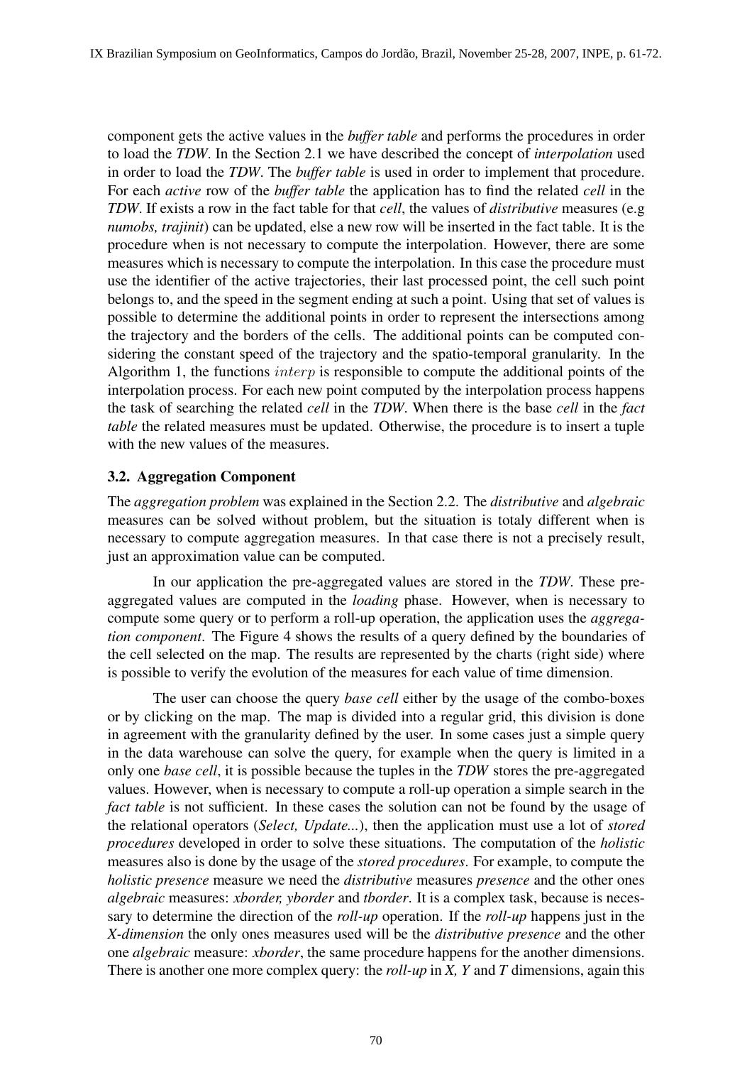component gets the active values in the *buffer table* and performs the procedures in order to load the *TDW*. In the Section 2.1 we have described the concept of *interpolation* used in order to load the *TDW*. The *buffer table* is used in order to implement that procedure. For each *active* row of the *buffer table* the application has to find the related *cell* in the *TDW*. If exists a row in the fact table for that *cell*, the values of *distributive* measures (e.g *numobs, trajinit*) can be updated, else a new row will be inserted in the fact table. It is the procedure when is not necessary to compute the interpolation. However, there are some measures which is necessary to compute the interpolation. In this case the procedure must use the identifier of the active trajectories, their last processed point, the cell such point belongs to, and the speed in the segment ending at such a point. Using that set of values is possible to determine the additional points in order to represent the intersections among the trajectory and the borders of the cells. The additional points can be computed considering the constant speed of the trajectory and the spatio-temporal granularity. In the Algorithm 1, the functions $interp$ is responsible to compute the additional points of the interpolation process. For each new point computed by the interpolation process happens the task of searching the related *cell* in the *TDW*. When there is the base *cell* in the *fact table* the related measures must be updated. Otherwise, the procedure is to insert a tuple with the new values of the measures.

### 3.2. Aggregation Component

The *aggregation problem* was explained in the Section 2.2. The *distributive* and *algebraic* measures can be solved without problem, but the situation is totaly different when is necessary to compute aggregation measures. In that case there is not a precisely result, just an approximation value can be computed.

In our application the pre-aggregated values are stored in the *TDW*. These pre-aggregated values are computed in the *loading* phase. However, when is necessary to compute some query or to perform a roll-up operation, the application uses the *aggregation component*. The Figure 4 shows the results of a query defined by the boundaries of the cell selected on the map. The results are represented by the charts (right side) where is possible to verify the evolution of the measures for each value of time dimension.

The user can choose the query *base cell* either by the usage of the combo-boxes or by clicking on the map. The map is divided into a regular grid, this division is done in agreement with the granularity defined by the user. In some cases just a simple query in the data warehouse can solve the query, for example when the query is limited in a only one *base cell*, it is possible because the tuples in the *TDW* stores the pre-aggregated values. However, when is necessary to compute a roll-up operation a simple search in the *fact table* is not sufficient. In these cases the solution can not be found by the usage of the relational operators (*Select, Update...*), then the application must use a lot of *stored procedures* developed in order to solve these situations. The computation of the *holistic* measures also is done by the usage of the *stored procedures*. For example, to compute the *holistic presence* measure we need the *distributive* measures *presence* and the other ones *algebraic* measures: *xborder, yborder* and *tborder*. It is a complex task, because is necessary to determine the direction of the *roll-up* operation. If the *roll-up* happens just in the *X-dimension* the only ones measures used will be the *distributive presence* and the other one *algebraic* measure: *xborder*, the same procedure happens for the another dimensions. There is another one more complex query: the *roll-up* in *X, Y* and *T* dimensions, again this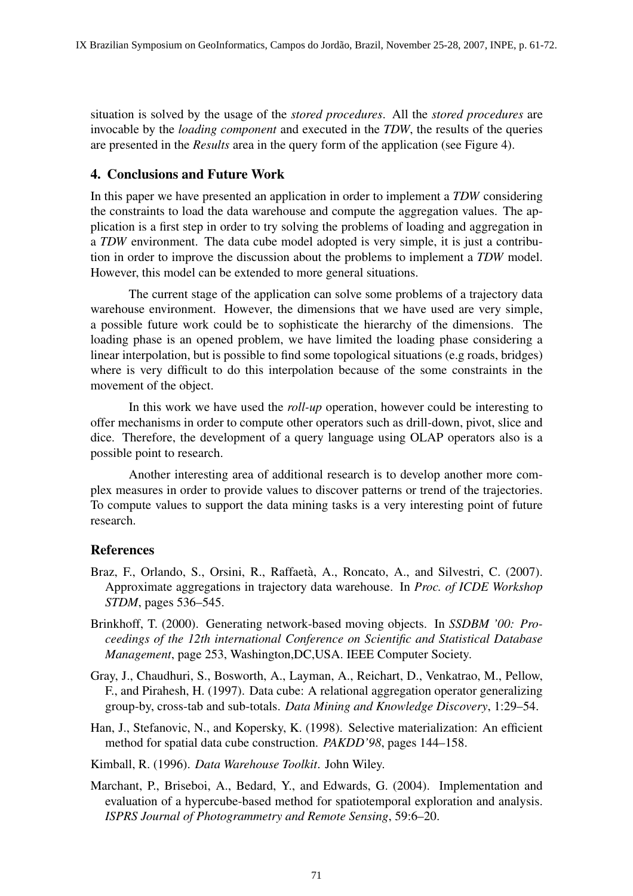situation is solved by the usage of the *stored procedures*. All the *stored procedures* are invocable by the *loading component* and executed in the *TDW*, the results of the queries are presented in the *Results* area in the query form of the application (see Figure 4).

## 4. Conclusions and Future Work

In this paper we have presented an application in order to implement a *TDW* considering the constraints to load the data warehouse and compute the aggregation values. The application is a first step in order to try solving the problems of loading and aggregation in a *TDW* environment. The data cube model adopted is very simple, it is just a contribution in order to improve the discussion about the problems to implement a *TDW* model. However, this model can be extended to more general situations.

The current stage of the application can solve some problems of a trajectory data warehouse environment. However, the dimensions that we have used are very simple, a possible future work could be to sophisticate the hierarchy of the dimensions. The loading phase is an opened problem, we have limited the loading phase considering a linear interpolation, but is possible to find some topological situations (e.g roads, bridges) where is very difficult to do this interpolation because of the some constraints in the movement of the object.

In this work we have used the *roll-up* operation, however could be interesting to offer mechanisms in order to compute other operators such as drill-down, pivot, slice and dice. Therefore, the development of a query language using OLAP operators also is a possible point to research.

Another interesting area of additional research is to develop another more complex measures in order to provide values to discover patterns or trend of the trajectories. To compute values to support the data mining tasks is a very interesting point of future research.

## References

Braz, F., Orlando, S., Orsini, R., Raffaetà, A., Roncato, A., and Silvestri, C. (2007). Approximate aggregations in trajectory data warehouse. In *Proc. of ICDE Workshop STDM*, pages 536–545.

Brinkhoff, T. (2000). Generating network-based moving objects. In *SSDBM '00: Proceedings of the 12th international Conference on Scientific and Statistical Database Management*, page 253, Washington,DC,USA. IEEE Computer Society.

Gray, J., Chaudhuri, S., Bosworth, A., Layman, A., Reichart, D., Venkatrao, M., Pellow, F., and Pirahesh, H. (1997). Data cube: A relational aggregation operator generalizing group-by, cross-tab and sub-totals. *Data Mining and Knowledge Discovery*, 1:29–54.

Han, J., Stefanovic, N., and Kopersky, K. (1998). Selective materialization: An efficient method for spatial data cube construction. *PAKDD'98*, pages 144–158.

Kimball, R. (1996). *Data Warehouse Toolkit*. John Wiley.

Marchant, P., Briseboi, A., Bedard, Y., and Edwards, G. (2004). Implementation and evaluation of a hypercube-based method for spatiotemporal exploration and analysis. *ISPRS Journal of Photogrammetry and Remote Sensing*, 59:6–20.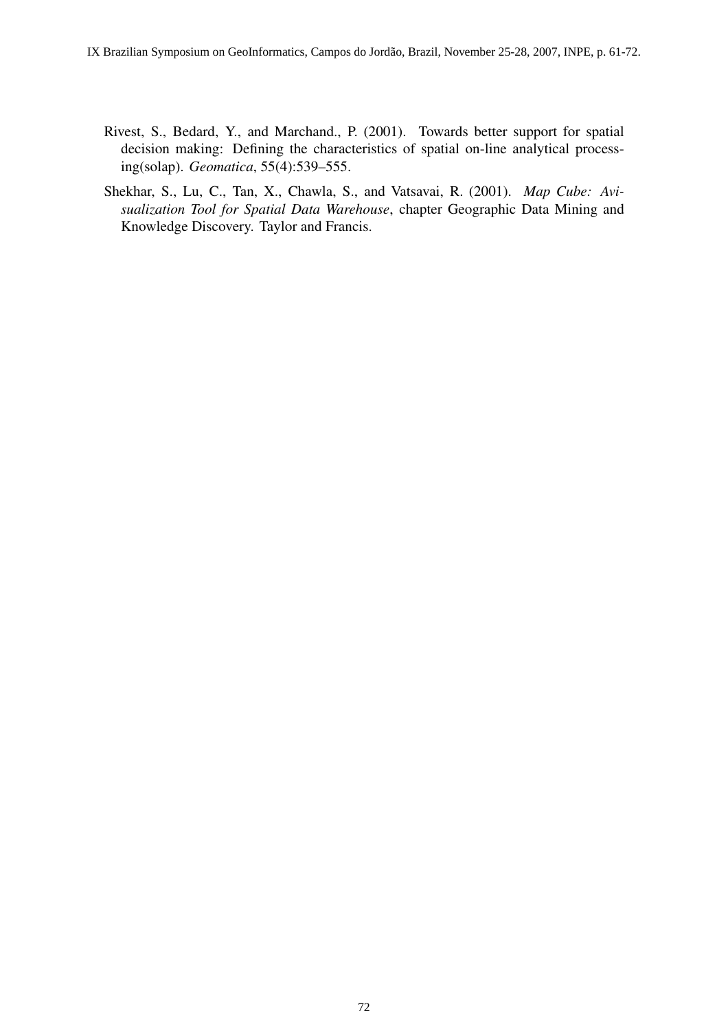Rivest, S., Bedard, Y., and Marchand., P. (2001). Towards better support for spatial decision making: Defining the characteristics of spatial on-line analytical processing(solap). *Geomatica*, 55(4):539–555.

Shekhar, S., Lu, C., Tan, X., Chawla, S., and Vatsavai, R. (2001). *Map Cube: Avisualization Tool for Spatial Data Warehouse*, chapter Geographic Data Mining and Knowledge Discovery. Taylor and Francis.